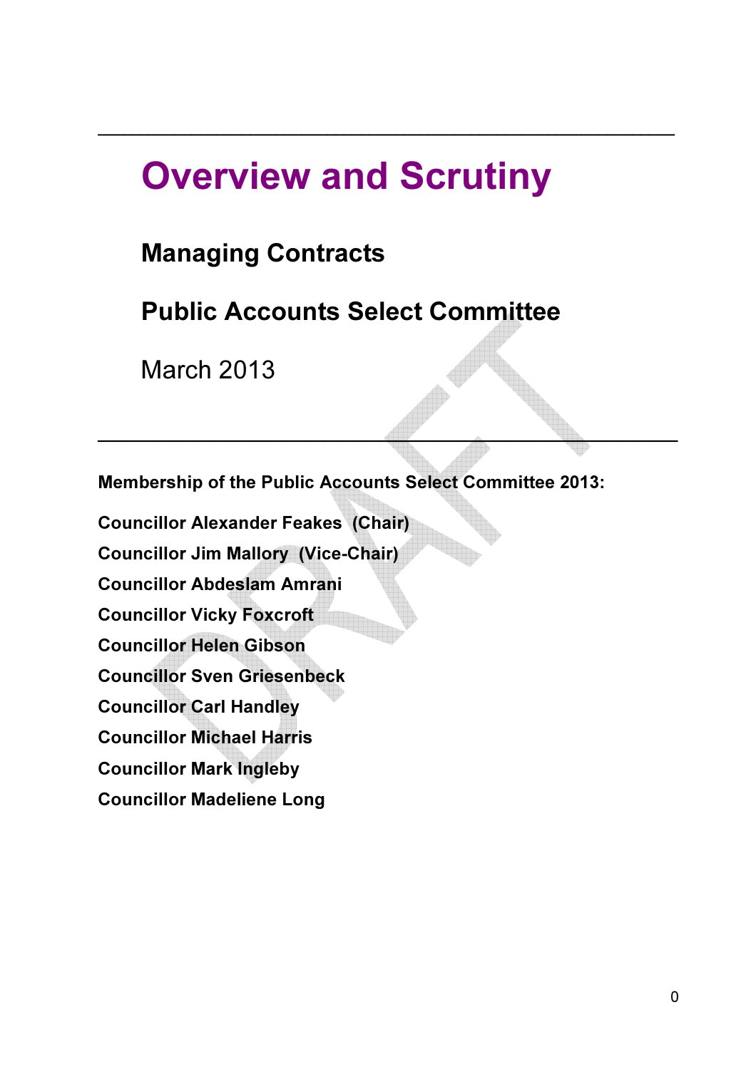# Overview and Scrutiny

## Managing Contracts

## Public Accounts Select Committee

March 2013

---

**Membership of the Public Accounts Select Committee 2013:**

**Councillor Alexander Feakes (Chair)**
**Councillor Jim Mallory (Vice-Chair)**
**Councillor Abdeslam Amrani**
**Councillor Vicky Foxcroft**
**Councillor Helen Gibson**
**Councillor Sven Griesenbeck**
**Councillor Carl Handley**
**Councillor Michael Harris**
**Councillor Mark Ingleby**
**Councillor Madeliene Long**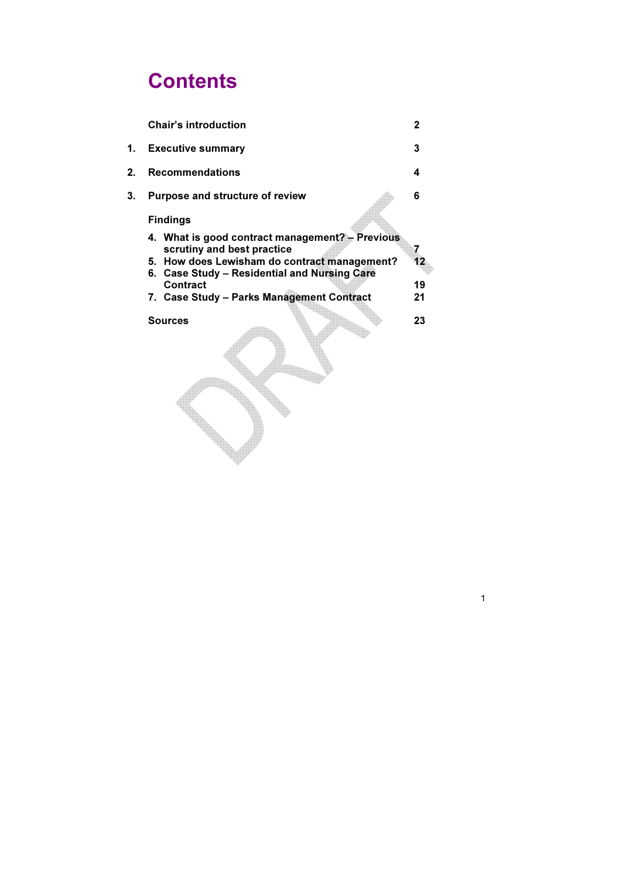# Contents

| | | |
|---|---|---|
| | **Chair's introduction** | **2** |
| **1.** | **Executive summary** | **3** |
| **2.** | **Recommendations** | **4** |
| **3.** | **Purpose and structure of review** | **6** |
| | **Findings** | |
| | **4. What is good contract management? – Previous scrutiny and best practice** | **7** |
| | **5. How does Lewisham do contract management?** | **12** |
| | **6. Case Study – Residential and Nursing Care Contract** | **19** |
| | **7. Case Study – Parks Management Contract** | **21** |
| | **Sources** | **23** |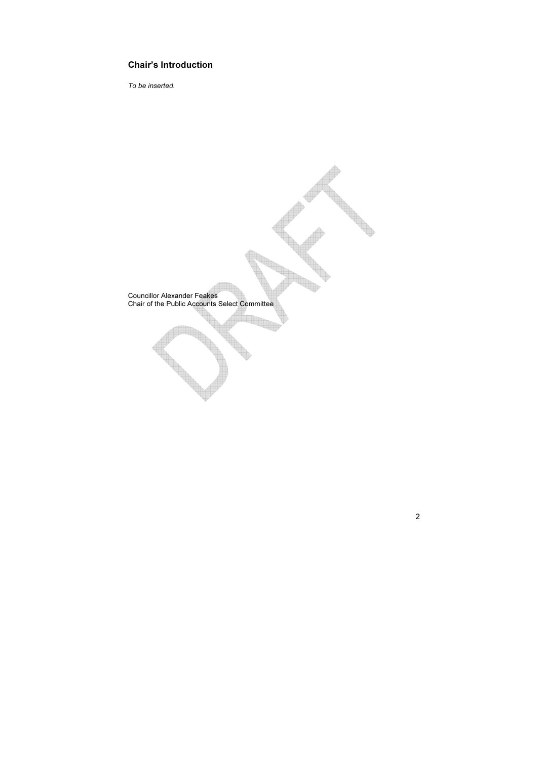## Chair's Introduction

*To be inserted.*

Councillor Alexander Feakes
Chair of the Public Accounts Select Committee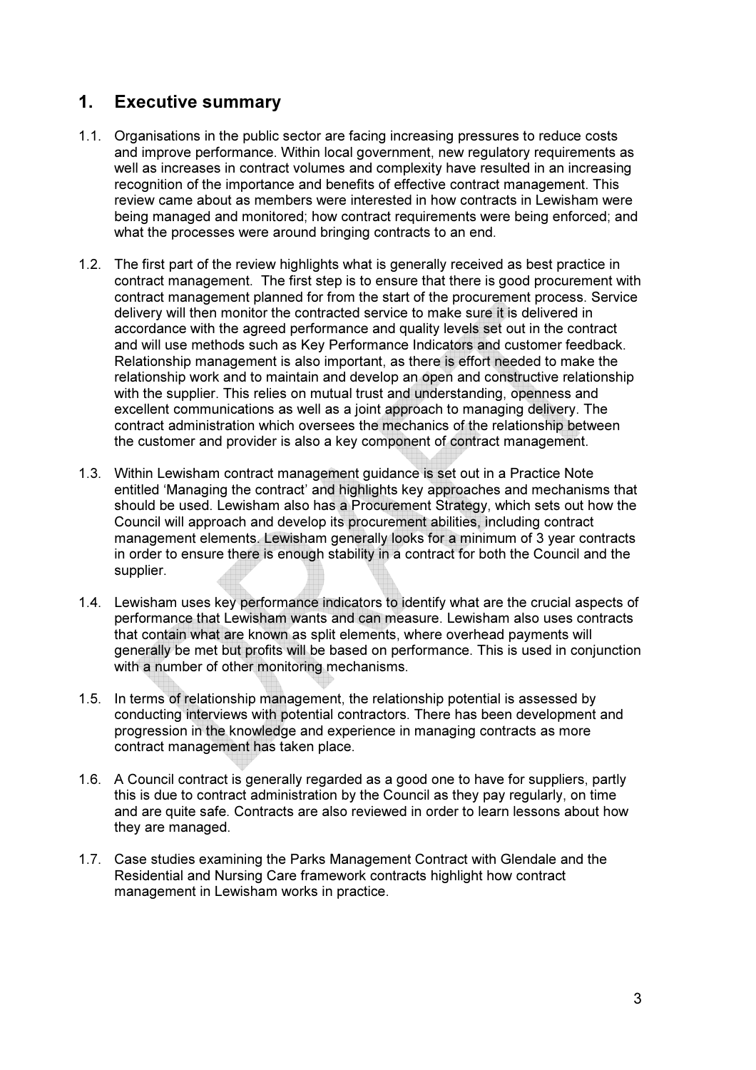## 1. Executive summary

1.1. Organisations in the public sector are facing increasing pressures to reduce costs and improve performance. Within local government, new regulatory requirements as well as increases in contract volumes and complexity have resulted in an increasing recognition of the importance and benefits of effective contract management. This review came about as members were interested in how contracts in Lewisham were being managed and monitored; how contract requirements were being enforced; and what the processes were around bringing contracts to an end.

1.2. The first part of the review highlights what is generally received as best practice in contract management. The first step is to ensure that there is good procurement with contract management planned for from the start of the procurement process. Service delivery will then monitor the contracted service to make sure it is delivered in accordance with the agreed performance and quality levels set out in the contract and will use methods such as Key Performance Indicators and customer feedback. Relationship management is also important, as there is effort needed to make the relationship work and to maintain and develop an open and constructive relationship with the supplier. This relies on mutual trust and understanding, openness and excellent communications as well as a joint approach to managing delivery. The contract administration which oversees the mechanics of the relationship between the customer and provider is also a key component of contract management.

1.3. Within Lewisham contract management guidance is set out in a Practice Note entitled 'Managing the contract' and highlights key approaches and mechanisms that should be used. Lewisham also has a Procurement Strategy, which sets out how the Council will approach and develop its procurement abilities, including contract management elements. Lewisham generally looks for a minimum of 3 year contracts in order to ensure there is enough stability in a contract for both the Council and the supplier.

1.4. Lewisham uses key performance indicators to identify what are the crucial aspects of performance that Lewisham wants and can measure. Lewisham also uses contracts that contain what are known as split elements, where overhead payments will generally be met but profits will be based on performance. This is used in conjunction with a number of other monitoring mechanisms.

1.5. In terms of relationship management, the relationship potential is assessed by conducting interviews with potential contractors. There has been development and progression in the knowledge and experience in managing contracts as more contract management has taken place.

1.6. A Council contract is generally regarded as a good one to have for suppliers, partly this is due to contract administration by the Council as they pay regularly, on time and are quite safe. Contracts are also reviewed in order to learn lessons about how they are managed.

1.7. Case studies examining the Parks Management Contract with Glendale and the Residential and Nursing Care framework contracts highlight how contract management in Lewisham works in practice.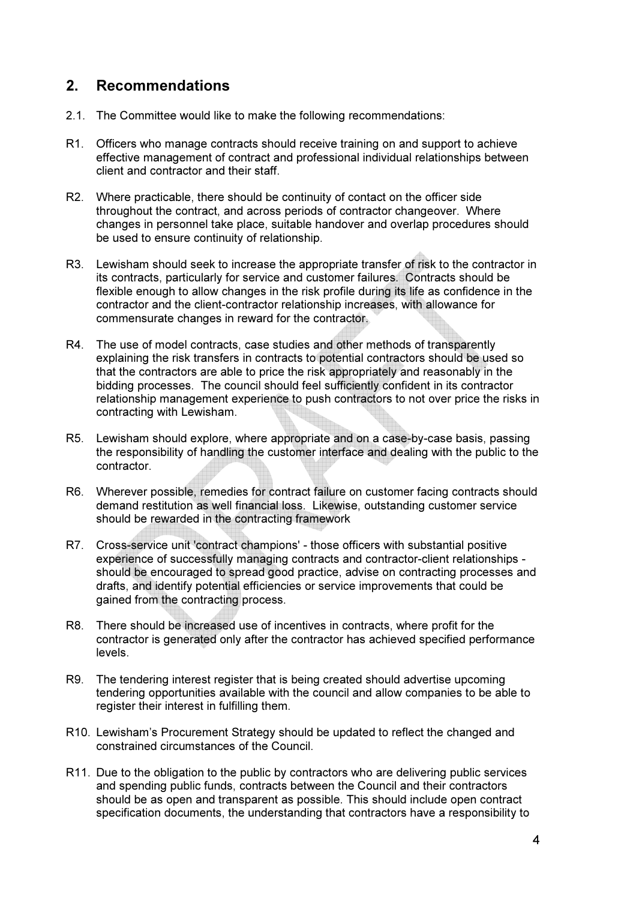## 2. Recommendations

2.1. The Committee would like to make the following recommendations:

R1. Officers who manage contracts should receive training on and support to achieve effective management of contract and professional individual relationships between client and contractor and their staff.

R2. Where practicable, there should be continuity of contact on the officer side throughout the contract, and across periods of contractor changeover. Where changes in personnel take place, suitable handover and overlap procedures should be used to ensure continuity of relationship.

R3. Lewisham should seek to increase the appropriate transfer of risk to the contractor in its contracts, particularly for service and customer failures. Contracts should be flexible enough to allow changes in the risk profile during its life as confidence in the contractor and the client-contractor relationship increases, with allowance for commensurate changes in reward for the contractor.

R4. The use of model contracts, case studies and other methods of transparently explaining the risk transfers in contracts to potential contractors should be used so that the contractors are able to price the risk appropriately and reasonably in the bidding processes. The council should feel sufficiently confident in its contractor relationship management experience to push contractors to not over price the risks in contracting with Lewisham.

R5. Lewisham should explore, where appropriate and on a case-by-case basis, passing the responsibility of handling the customer interface and dealing with the public to the contractor.

R6. Wherever possible, remedies for contract failure on customer facing contracts should demand restitution as well financial loss. Likewise, outstanding customer service should be rewarded in the contracting framework

R7. Cross-service unit 'contract champions' - those officers with substantial positive experience of successfully managing contracts and contractor-client relationships - should be encouraged to spread good practice, advise on contracting processes and drafts, and identify potential efficiencies or service improvements that could be gained from the contracting process.

R8. There should be increased use of incentives in contracts, where profit for the contractor is generated only after the contractor has achieved specified performance levels.

R9. The tendering interest register that is being created should advertise upcoming tendering opportunities available with the council and allow companies to be able to register their interest in fulfilling them.

R10. Lewisham's Procurement Strategy should be updated to reflect the changed and constrained circumstances of the Council.

R11. Due to the obligation to the public by contractors who are delivering public services and spending public funds, contracts between the Council and their contractors should be as open and transparent as possible. This should include open contract specification documents, the understanding that contractors have a responsibility to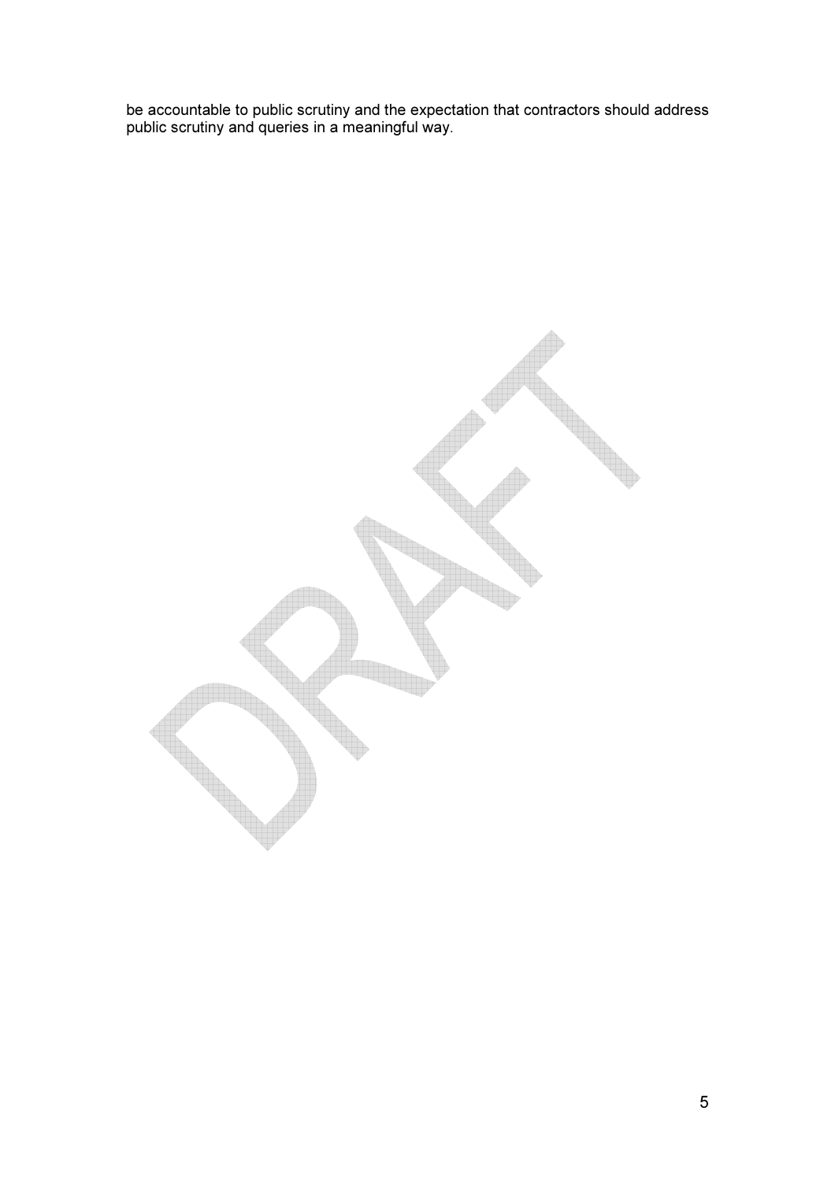be accountable to public scrutiny and the expectation that contractors should address public scrutiny and queries in a meaningful way.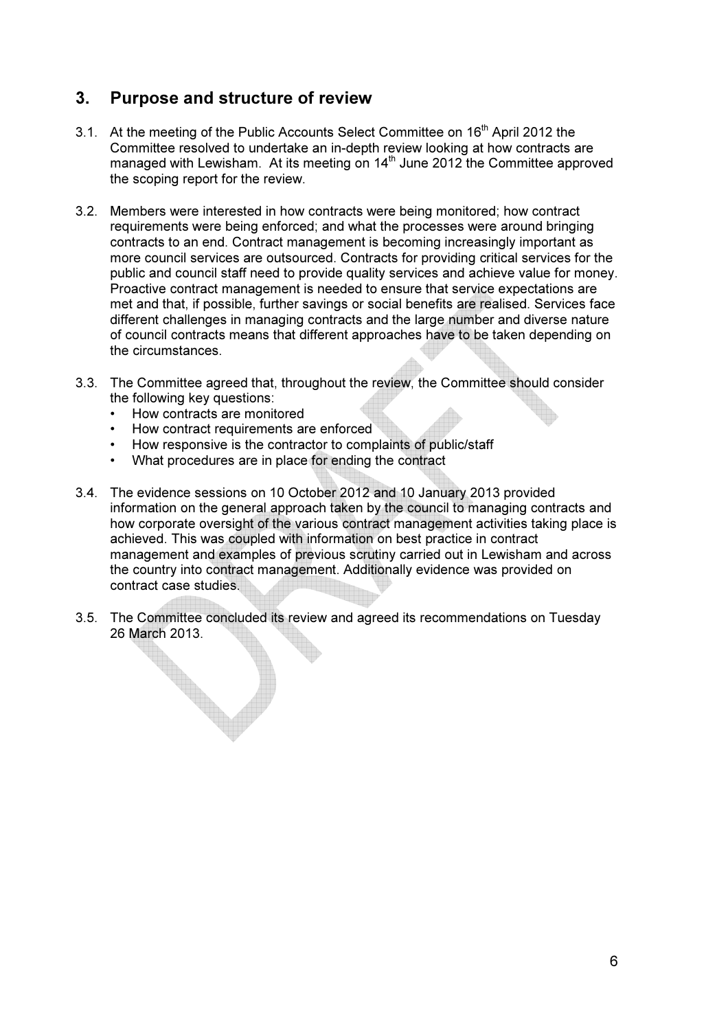## 3. Purpose and structure of review

3.1. At the meeting of the Public Accounts Select Committee on 16th April 2012 the Committee resolved to undertake an in-depth review looking at how contracts are managed with Lewisham. At its meeting on 14th June 2012 the Committee approved the scoping report for the review.

3.2. Members were interested in how contracts were being monitored; how contract requirements were being enforced; and what the processes were around bringing contracts to an end. Contract management is becoming increasingly important as more council services are outsourced. Contracts for providing critical services for the public and council staff need to provide quality services and achieve value for money. Proactive contract management is needed to ensure that service expectations are met and that, if possible, further savings or social benefits are realised. Services face different challenges in managing contracts and the large number and diverse nature of council contracts means that different approaches have to be taken depending on the circumstances.

3.3. The Committee agreed that, throughout the review, the Committee should consider the following key questions:

- How contracts are monitored
- How contract requirements are enforced
- How responsive is the contractor to complaints of public/staff
- What procedures are in place for ending the contract

3.4. The evidence sessions on 10 October 2012 and 10 January 2013 provided information on the general approach taken by the council to managing contracts and how corporate oversight of the various contract management activities taking place is achieved. This was coupled with information on best practice in contract management and examples of previous scrutiny carried out in Lewisham and across the country into contract management. Additionally evidence was provided on contract case studies.

3.5. The Committee concluded its review and agreed its recommendations on Tuesday 26 March 2013.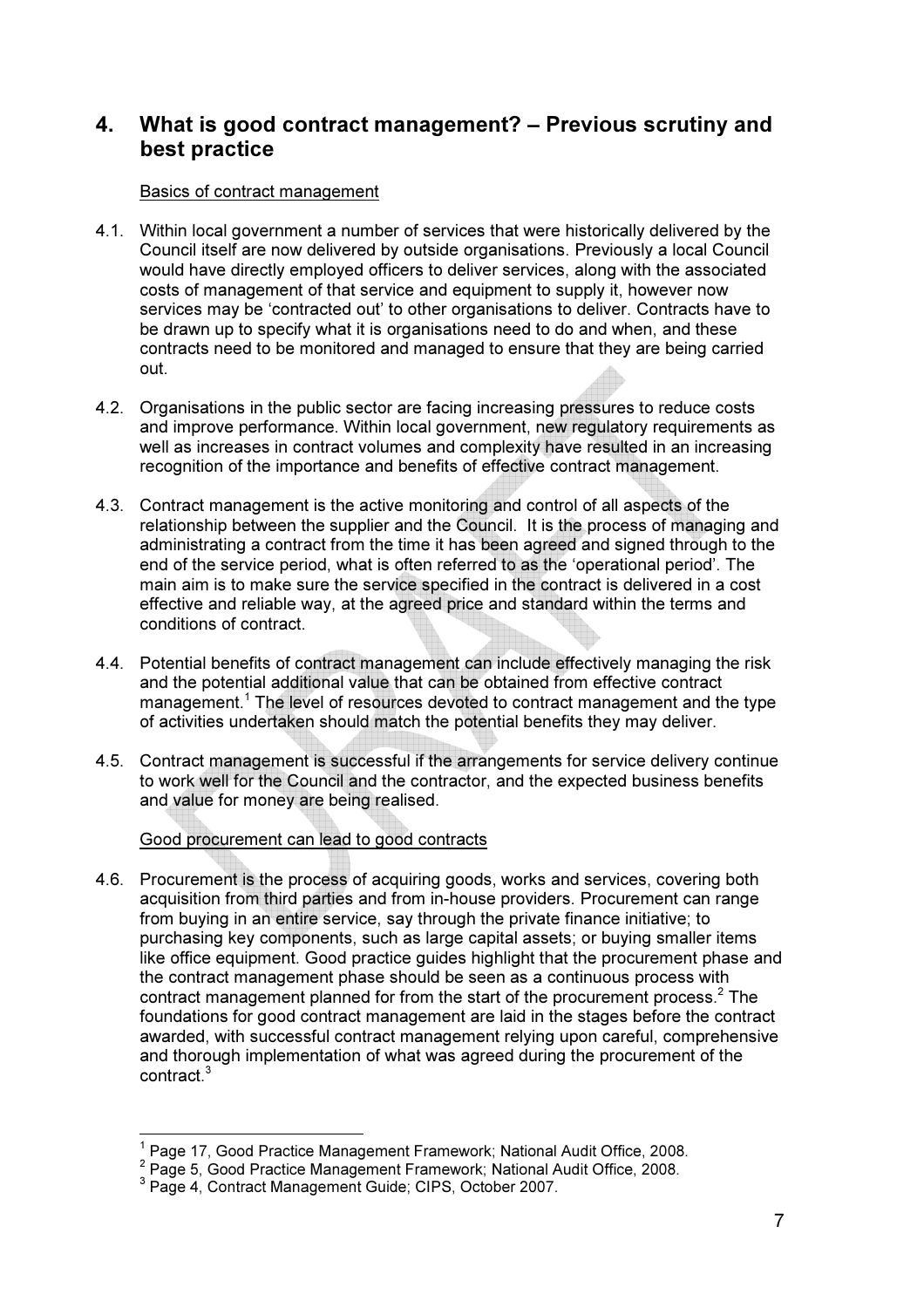## 4. What is good contract management? – Previous scrutiny and best practice

Basics of contract management

4.1. Within local government a number of services that were historically delivered by the Council itself are now delivered by outside organisations. Previously a local Council would have directly employed officers to deliver services, along with the associated costs of management of that service and equipment to supply it, however now services may be 'contracted out' to other organisations to deliver. Contracts have to be drawn up to specify what it is organisations need to do and when, and these contracts need to be monitored and managed to ensure that they are being carried out.

4.2. Organisations in the public sector are facing increasing pressures to reduce costs and improve performance. Within local government, new regulatory requirements as well as increases in contract volumes and complexity have resulted in an increasing recognition of the importance and benefits of effective contract management.

4.3. Contract management is the active monitoring and control of all aspects of the relationship between the supplier and the Council. It is the process of managing and administrating a contract from the time it has been agreed and signed through to the end of the service period, what is often referred to as the 'operational period'. The main aim is to make sure the service specified in the contract is delivered in a cost effective and reliable way, at the agreed price and standard within the terms and conditions of contract.

4.4. Potential benefits of contract management can include effectively managing the risk and the potential additional value that can be obtained from effective contract management.[1] The level of resources devoted to contract management and the type of activities undertaken should match the potential benefits they may deliver.

4.5. Contract management is successful if the arrangements for service delivery continue to work well for the Council and the contractor, and the expected business benefits and value for money are being realised.

Good procurement can lead to good contracts

4.6. Procurement is the process of acquiring goods, works and services, covering both acquisition from third parties and from in-house providers. Procurement can range from buying in an entire service, say through the private finance initiative; to purchasing key components, such as large capital assets; or buying smaller items like office equipment. Good practice guides highlight that the procurement phase and the contract management phase should be seen as a continuous process with contract management planned for from the start of the procurement process.[2] The foundations for good contract management are laid in the stages before the contract awarded, with successful contract management relying upon careful, comprehensive and thorough implementation of what was agreed during the procurement of the contract.[3]

---

[1] Page 17, Good Practice Management Framework; National Audit Office, 2008.
[2] Page 5, Good Practice Management Framework; National Audit Office, 2008.
[3] Page 4, Contract Management Guide; CIPS, October 2007.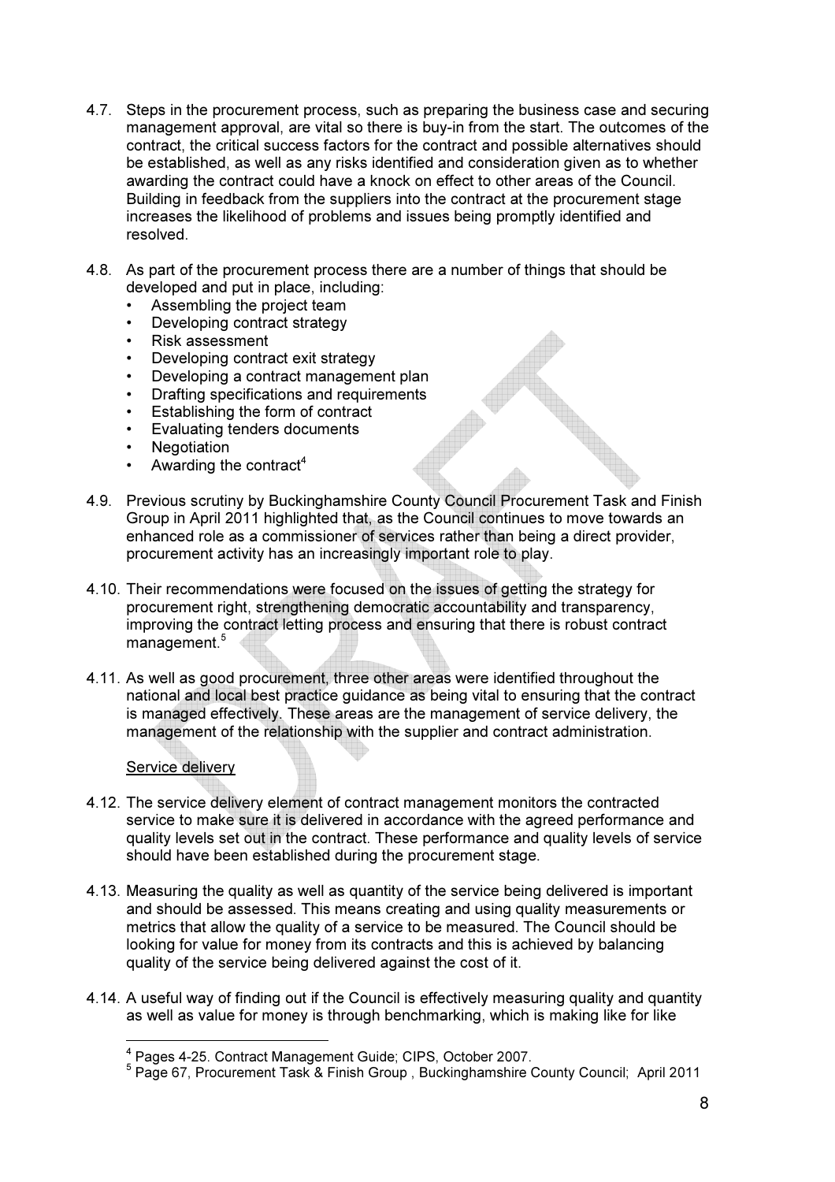4.7. Steps in the procurement process, such as preparing the business case and securing management approval, are vital so there is buy-in from the start. The outcomes of the contract, the critical success factors for the contract and possible alternatives should be established, as well as any risks identified and consideration given as to whether awarding the contract could have a knock on effect to other areas of the Council. Building in feedback from the suppliers into the contract at the procurement stage increases the likelihood of problems and issues being promptly identified and resolved.

4.8. As part of the procurement process there are a number of things that should be developed and put in place, including:

- Assembling the project team
- Developing contract strategy
- Risk assessment
- Developing contract exit strategy
- Developing a contract management plan
- Drafting specifications and requirements
- Establishing the form of contract
- Evaluating tenders documents
- Negotiation
- Awarding the contract[4]

4.9. Previous scrutiny by Buckinghamshire County Council Procurement Task and Finish Group in April 2011 highlighted that, as the Council continues to move towards an enhanced role as a commissioner of services rather than being a direct provider, procurement activity has an increasingly important role to play.

4.10. Their recommendations were focused on the issues of getting the strategy for procurement right, strengthening democratic accountability and transparency, improving the contract letting process and ensuring that there is robust contract management.[5]

4.11. As well as good procurement, three other areas were identified throughout the national and local best practice guidance as being vital to ensuring that the contract is managed effectively. These areas are the management of service delivery, the management of the relationship with the supplier and contract administration.

<u>Service delivery</u>

4.12. The service delivery element of contract management monitors the contracted service to make sure it is delivered in accordance with the agreed performance and quality levels set out in the contract. These performance and quality levels of service should have been established during the procurement stage.

4.13. Measuring the quality as well as quantity of the service being delivered is important and should be assessed. This means creating and using quality measurements or metrics that allow the quality of a service to be measured. The Council should be looking for value for money from its contracts and this is achieved by balancing quality of the service being delivered against the cost of it.

4.14. A useful way of finding out if the Council is effectively measuring quality and quantity as well as value for money is through benchmarking, which is making like for like

[4] Pages 4-25. Contract Management Guide; CIPS, October 2007.

[5] Page 67, Procurement Task & Finish Group , Buckinghamshire County Council; April 2011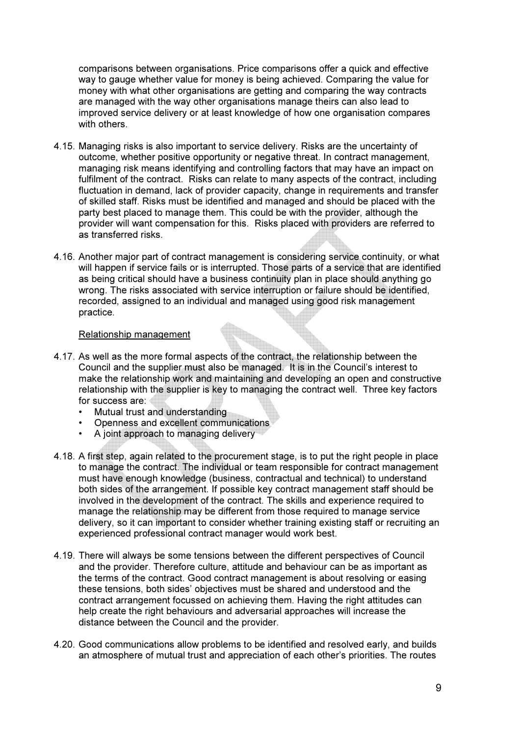comparisons between organisations. Price comparisons offer a quick and effective way to gauge whether value for money is being achieved. Comparing the value for money with what other organisations are getting and comparing the way contracts are managed with the way other organisations manage theirs can also lead to improved service delivery or at least knowledge of how one organisation compares with others.

4.15. Managing risks is also important to service delivery. Risks are the uncertainty of outcome, whether positive opportunity or negative threat. In contract management, managing risk means identifying and controlling factors that may have an impact on fulfilment of the contract. Risks can relate to many aspects of the contract, including fluctuation in demand, lack of provider capacity, change in requirements and transfer of skilled staff. Risks must be identified and managed and should be placed with the party best placed to manage them. This could be with the provider, although the provider will want compensation for this. Risks placed with providers are referred to as transferred risks.

4.16. Another major part of contract management is considering service continuity, or what will happen if service fails or is interrupted. Those parts of a service that are identified as being critical should have a business continuity plan in place should anything go wrong. The risks associated with service interruption or failure should be identified, recorded, assigned to an individual and managed using good risk management practice.

<u>Relationship management</u>

4.17. As well as the more formal aspects of the contract, the relationship between the Council and the supplier must also be managed. It is in the Council's interest to make the relationship work and maintaining and developing an open and constructive relationship with the supplier is key to managing the contract well. Three key factors for success are:

- Mutual trust and understanding
- Openness and excellent communications
- A joint approach to managing delivery

4.18. A first step, again related to the procurement stage, is to put the right people in place to manage the contract. The individual or team responsible for contract management must have enough knowledge (business, contractual and technical) to understand both sides of the arrangement. If possible key contract management staff should be involved in the development of the contract. The skills and experience required to manage the relationship may be different from those required to manage service delivery, so it can important to consider whether training existing staff or recruiting an experienced professional contract manager would work best.

4.19. There will always be some tensions between the different perspectives of Council and the provider. Therefore culture, attitude and behaviour can be as important as the terms of the contract. Good contract management is about resolving or easing these tensions, both sides' objectives must be shared and understood and the contract arrangement focussed on achieving them. Having the right attitudes can help create the right behaviours and adversarial approaches will increase the distance between the Council and the provider.

4.20. Good communications allow problems to be identified and resolved early, and builds an atmosphere of mutual trust and appreciation of each other's priorities. The routes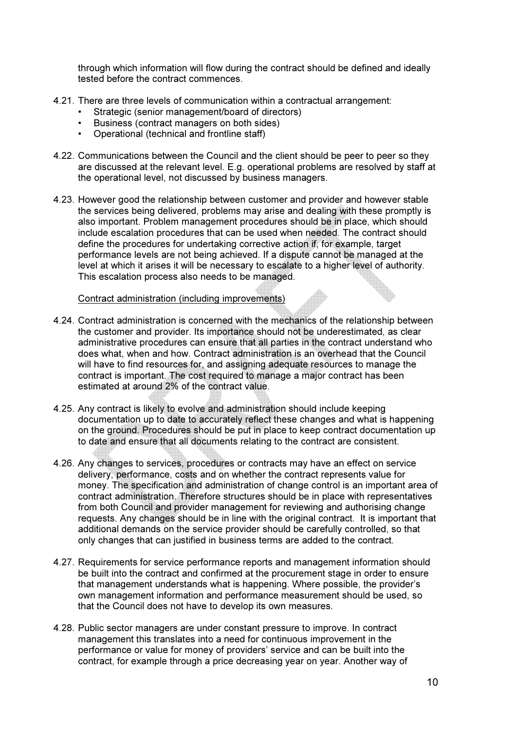through which information will flow during the contract should be defined and ideally tested before the contract commences.

4.21. There are three levels of communication within a contractual arrangement:

- Strategic (senior management/board of directors)
- Business (contract managers on both sides)
- Operational (technical and frontline staff)

4.22. Communications between the Council and the client should be peer to peer so they are discussed at the relevant level. E.g. operational problems are resolved by staff at the operational level, not discussed by business managers.

4.23. However good the relationship between customer and provider and however stable the services being delivered, problems may arise and dealing with these promptly is also important. Problem management procedures should be in place, which should include escalation procedures that can be used when needed. The contract should define the procedures for undertaking corrective action if, for example, target performance levels are not being achieved. If a dispute cannot be managed at the level at which it arises it will be necessary to escalate to a higher level of authority. This escalation process also needs to be managed.

<u>Contract administration (including improvements)</u>

4.24. Contract administration is concerned with the mechanics of the relationship between the customer and provider. Its importance should not be underestimated, as clear administrative procedures can ensure that all parties in the contract understand who does what, when and how. Contract administration is an overhead that the Council will have to find resources for, and assigning adequate resources to manage the contract is important. The cost required to manage a major contract has been estimated at around 2% of the contract value.

4.25. Any contract is likely to evolve and administration should include keeping documentation up to date to accurately reflect these changes and what is happening on the ground. Procedures should be put in place to keep contract documentation up to date and ensure that all documents relating to the contract are consistent.

4.26. Any changes to services, procedures or contracts may have an effect on service delivery, performance, costs and on whether the contract represents value for money. The specification and administration of change control is an important area of contract administration. Therefore structures should be in place with representatives from both Council and provider management for reviewing and authorising change requests. Any changes should be in line with the original contract. It is important that additional demands on the service provider should be carefully controlled, so that only changes that can justified in business terms are added to the contract.

4.27. Requirements for service performance reports and management information should be built into the contract and confirmed at the procurement stage in order to ensure that management understands what is happening. Where possible, the provider's own management information and performance measurement should be used, so that the Council does not have to develop its own measures.

4.28. Public sector managers are under constant pressure to improve. In contract management this translates into a need for continuous improvement in the performance or value for money of providers' service and can be built into the contract, for example through a price decreasing year on year. Another way of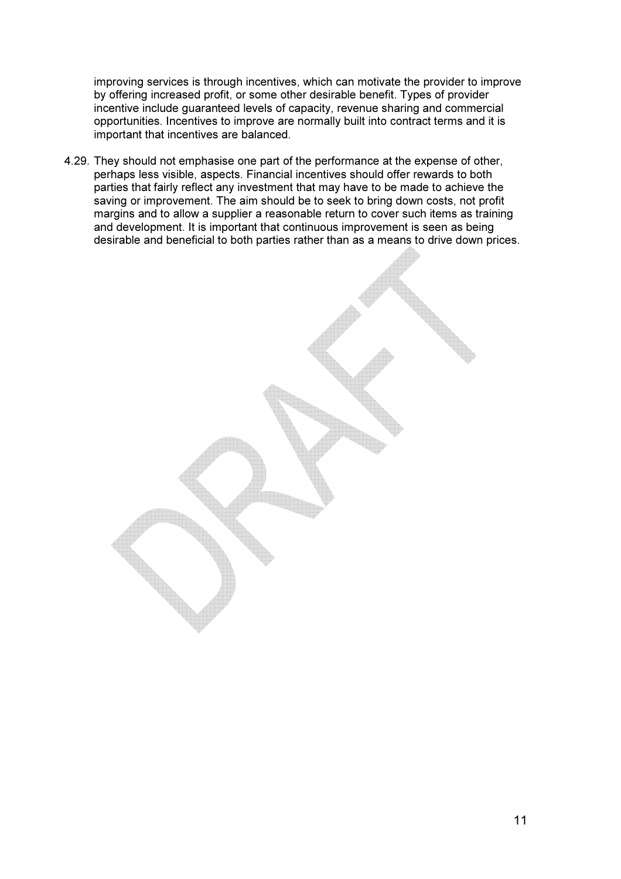improving services is through incentives, which can motivate the provider to improve by offering increased profit, or some other desirable benefit. Types of provider incentive include guaranteed levels of capacity, revenue sharing and commercial opportunities. Incentives to improve are normally built into contract terms and it is important that incentives are balanced.

4.29. They should not emphasise one part of the performance at the expense of other, perhaps less visible, aspects. Financial incentives should offer rewards to both parties that fairly reflect any investment that may have to be made to achieve the saving or improvement. The aim should be to seek to bring down costs, not profit margins and to allow a supplier a reasonable return to cover such items as training and development. It is important that continuous improvement is seen as being desirable and beneficial to both parties rather than as a means to drive down prices.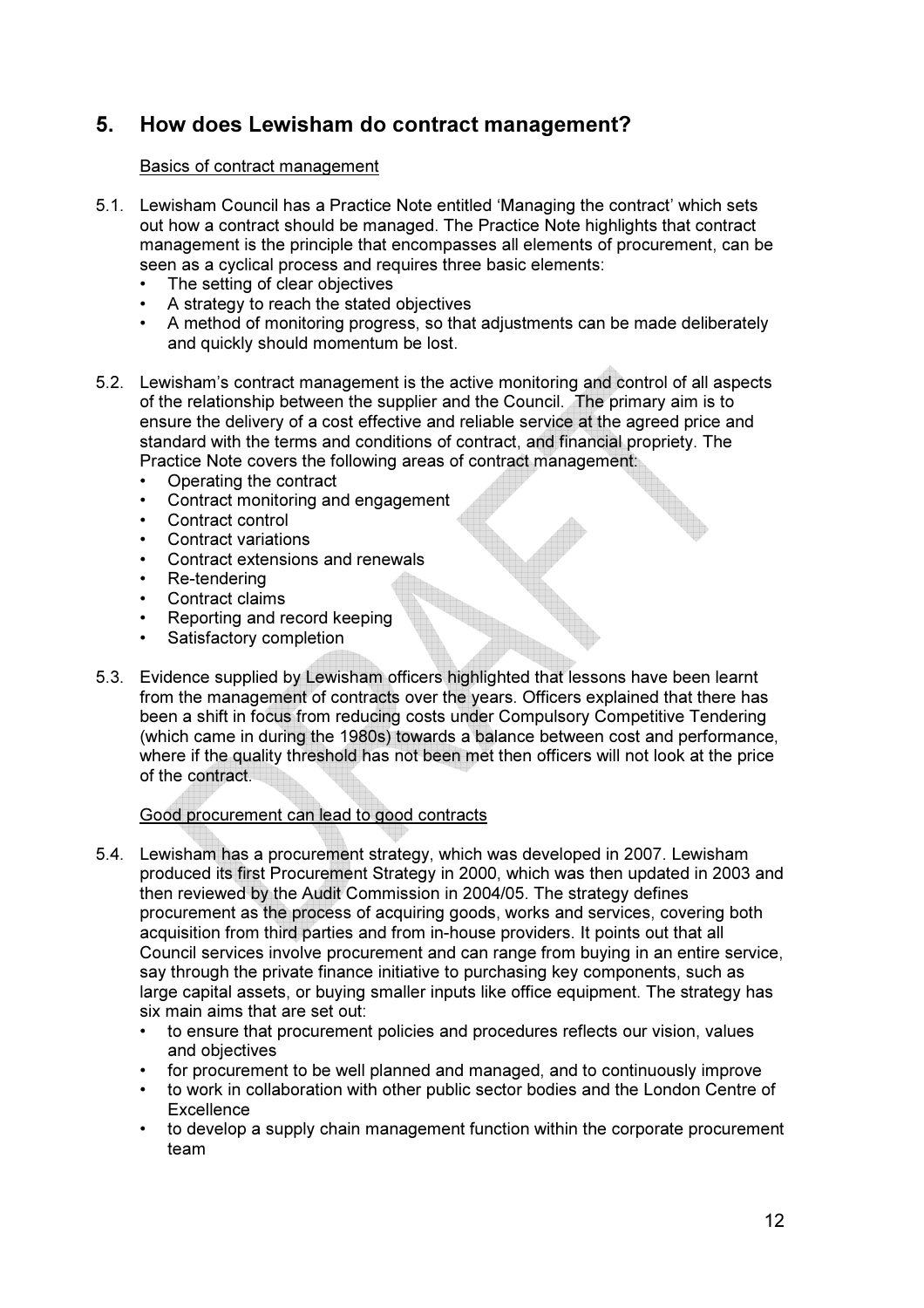## 5. How does Lewisham do contract management?

Basics of contract management

5.1. Lewisham Council has a Practice Note entitled 'Managing the contract' which sets out how a contract should be managed. The Practice Note highlights that contract management is the principle that encompasses all elements of procurement, can be seen as a cyclical process and requires three basic elements:

- The setting of clear objectives
- A strategy to reach the stated objectives
- A method of monitoring progress, so that adjustments can be made deliberately and quickly should momentum be lost.

5.2. Lewisham's contract management is the active monitoring and control of all aspects of the relationship between the supplier and the Council. The primary aim is to ensure the delivery of a cost effective and reliable service at the agreed price and standard with the terms and conditions of contract, and financial propriety. The Practice Note covers the following areas of contract management:

- Operating the contract
- Contract monitoring and engagement
- Contract control
- Contract variations
- Contract extensions and renewals
- Re-tendering
- Contract claims
- Reporting and record keeping
- Satisfactory completion

5.3. Evidence supplied by Lewisham officers highlighted that lessons have been learnt from the management of contracts over the years. Officers explained that there has been a shift in focus from reducing costs under Compulsory Competitive Tendering (which came in during the 1980s) towards a balance between cost and performance, where if the quality threshold has not been met then officers will not look at the price of the contract.

Good procurement can lead to good contracts

5.4. Lewisham has a procurement strategy, which was developed in 2007. Lewisham produced its first Procurement Strategy in 2000, which was then updated in 2003 and then reviewed by the Audit Commission in 2004/05. The strategy defines procurement as the process of acquiring goods, works and services, covering both acquisition from third parties and from in-house providers. It points out that all Council services involve procurement and can range from buying in an entire service, say through the private finance initiative to purchasing key components, such as large capital assets, or buying smaller inputs like office equipment. The strategy has six main aims that are set out:

- to ensure that procurement policies and procedures reflects our vision, values and objectives
- for procurement to be well planned and managed, and to continuously improve
- to work in collaboration with other public sector bodies and the London Centre of Excellence
- to develop a supply chain management function within the corporate procurement team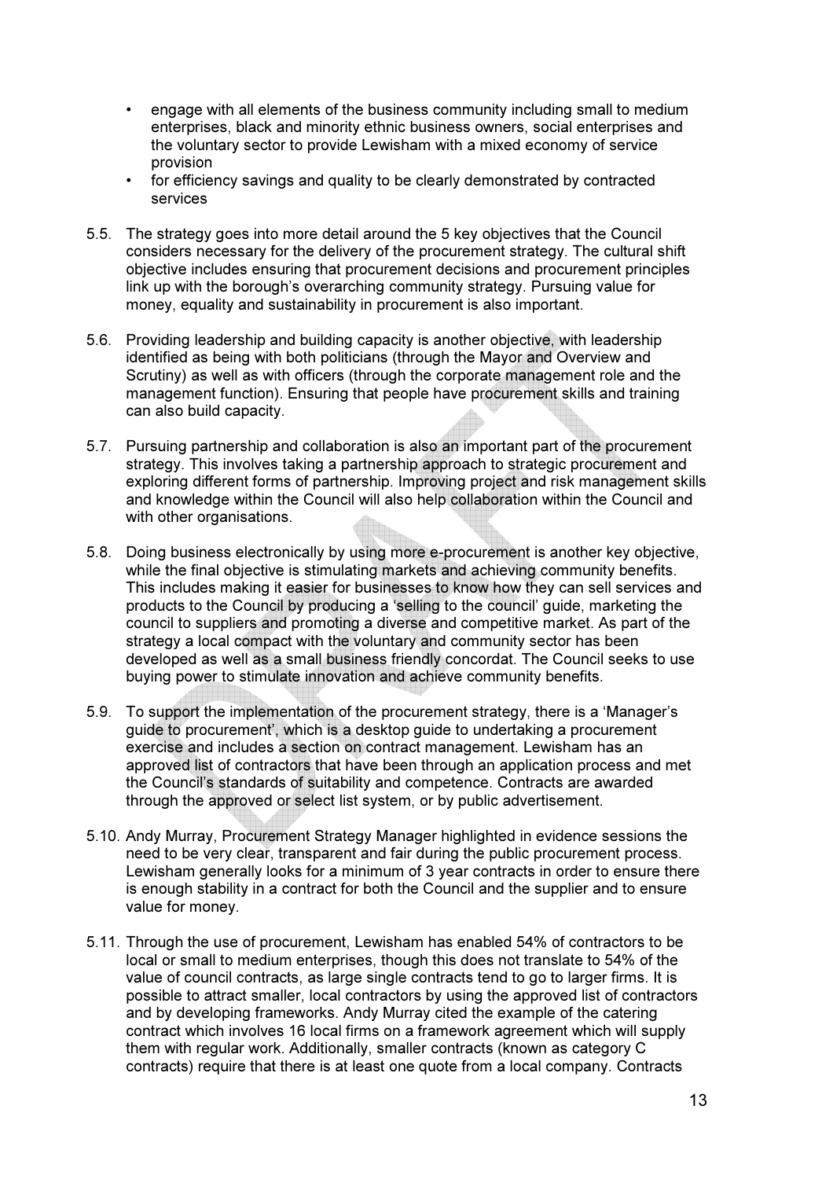- engage with all elements of the business community including small to medium enterprises, black and minority ethnic business owners, social enterprises and the voluntary sector to provide Lewisham with a mixed economy of service provision
- for efficiency savings and quality to be clearly demonstrated by contracted services

5.5. The strategy goes into more detail around the 5 key objectives that the Council considers necessary for the delivery of the procurement strategy. The cultural shift objective includes ensuring that procurement decisions and procurement principles link up with the borough's overarching community strategy. Pursuing value for money, equality and sustainability in procurement is also important.

5.6. Providing leadership and building capacity is another objective, with leadership identified as being with both politicians (through the Mayor and Overview and Scrutiny) as well as with officers (through the corporate management role and the management function). Ensuring that people have procurement skills and training can also build capacity.

5.7. Pursuing partnership and collaboration is also an important part of the procurement strategy. This involves taking a partnership approach to strategic procurement and exploring different forms of partnership. Improving project and risk management skills and knowledge within the Council will also help collaboration within the Council and with other organisations.

5.8. Doing business electronically by using more e-procurement is another key objective, while the final objective is stimulating markets and achieving community benefits. This includes making it easier for businesses to know how they can sell services and products to the Council by producing a 'selling to the council' guide, marketing the council to suppliers and promoting a diverse and competitive market. As part of the strategy a local compact with the voluntary and community sector has been developed as well as a small business friendly concordat. The Council seeks to use buying power to stimulate innovation and achieve community benefits.

5.9. To support the implementation of the procurement strategy, there is a 'Manager's guide to procurement', which is a desktop guide to undertaking a procurement exercise and includes a section on contract management. Lewisham has an approved list of contractors that have been through an application process and met the Council's standards of suitability and competence. Contracts are awarded through the approved or select list system, or by public advertisement.

5.10. Andy Murray, Procurement Strategy Manager highlighted in evidence sessions the need to be very clear, transparent and fair during the public procurement process. Lewisham generally looks for a minimum of 3 year contracts in order to ensure there is enough stability in a contract for both the Council and the supplier and to ensure value for money.

5.11. Through the use of procurement, Lewisham has enabled 54% of contractors to be local or small to medium enterprises, though this does not translate to 54% of the value of council contracts, as large single contracts tend to go to larger firms. It is possible to attract smaller, local contractors by using the approved list of contractors and by developing frameworks. Andy Murray cited the example of the catering contract which involves 16 local firms on a framework agreement which will supply them with regular work. Additionally, smaller contracts (known as category C contracts) require that there is at least one quote from a local company. Contracts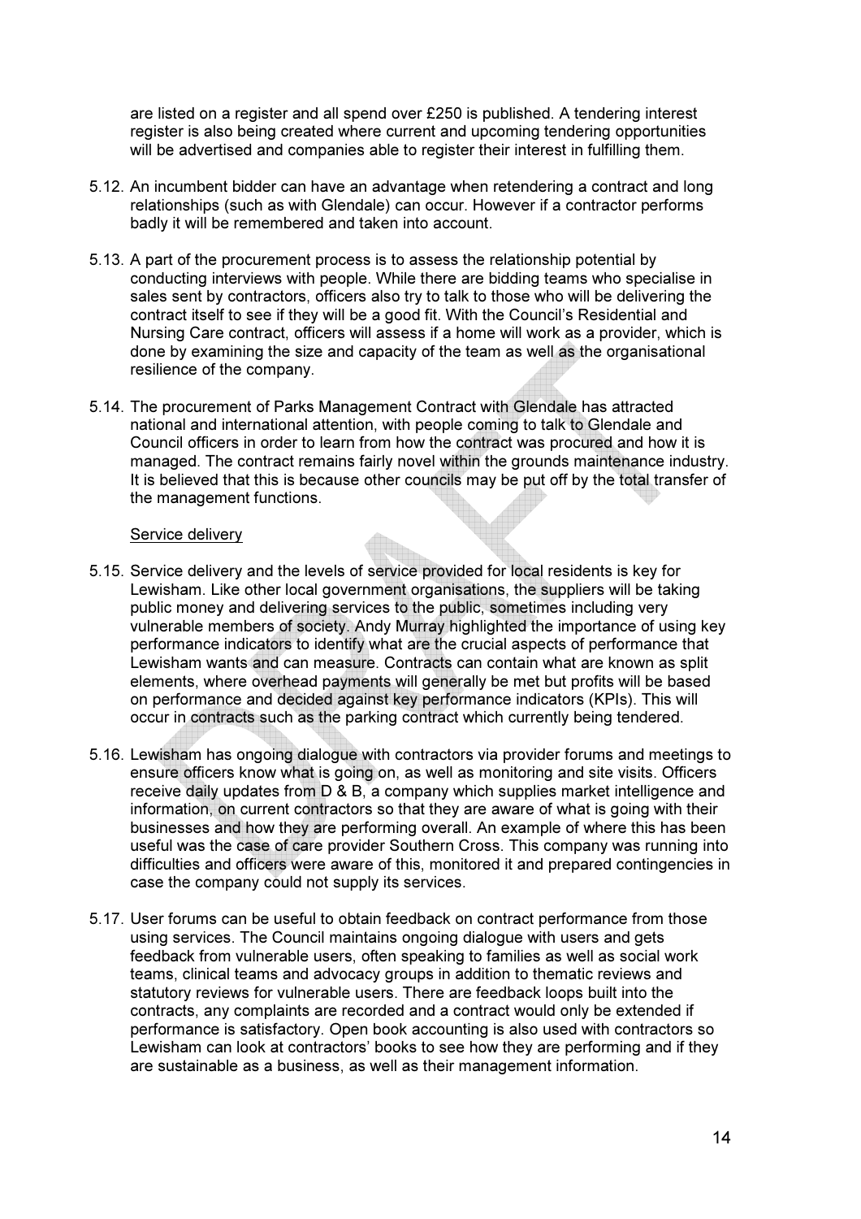are listed on a register and all spend over £250 is published. A tendering interest register is also being created where current and upcoming tendering opportunities will be advertised and companies able to register their interest in fulfilling them.

5.12. An incumbent bidder can have an advantage when retendering a contract and long relationships (such as with Glendale) can occur. However if a contractor performs badly it will be remembered and taken into account.

5.13. A part of the procurement process is to assess the relationship potential by conducting interviews with people. While there are bidding teams who specialise in sales sent by contractors, officers also try to talk to those who will be delivering the contract itself to see if they will be a good fit. With the Council's Residential and Nursing Care contract, officers will assess if a home will work as a provider, which is done by examining the size and capacity of the team as well as the organisational resilience of the company.

5.14. The procurement of Parks Management Contract with Glendale has attracted national and international attention, with people coming to talk to Glendale and Council officers in order to learn from how the contract was procured and how it is managed. The contract remains fairly novel within the grounds maintenance industry. It is believed that this is because other councils may be put off by the total transfer of the management functions.

<u>Service delivery</u>

5.15. Service delivery and the levels of service provided for local residents is key for Lewisham. Like other local government organisations, the suppliers will be taking public money and delivering services to the public, sometimes including very vulnerable members of society. Andy Murray highlighted the importance of using key performance indicators to identify what are the crucial aspects of performance that Lewisham wants and can measure. Contracts can contain what are known as split elements, where overhead payments will generally be met but profits will be based on performance and decided against key performance indicators (KPIs). This will occur in contracts such as the parking contract which currently being tendered.

5.16. Lewisham has ongoing dialogue with contractors via provider forums and meetings to ensure officers know what is going on, as well as monitoring and site visits. Officers receive daily updates from D & B, a company which supplies market intelligence and information, on current contractors so that they are aware of what is going with their businesses and how they are performing overall. An example of where this has been useful was the case of care provider Southern Cross. This company was running into difficulties and officers were aware of this, monitored it and prepared contingencies in case the company could not supply its services.

5.17. User forums can be useful to obtain feedback on contract performance from those using services. The Council maintains ongoing dialogue with users and gets feedback from vulnerable users, often speaking to families as well as social work teams, clinical teams and advocacy groups in addition to thematic reviews and statutory reviews for vulnerable users. There are feedback loops built into the contracts, any complaints are recorded and a contract would only be extended if performance is satisfactory. Open book accounting is also used with contractors so Lewisham can look at contractors' books to see how they are performing and if they are sustainable as a business, as well as their management information.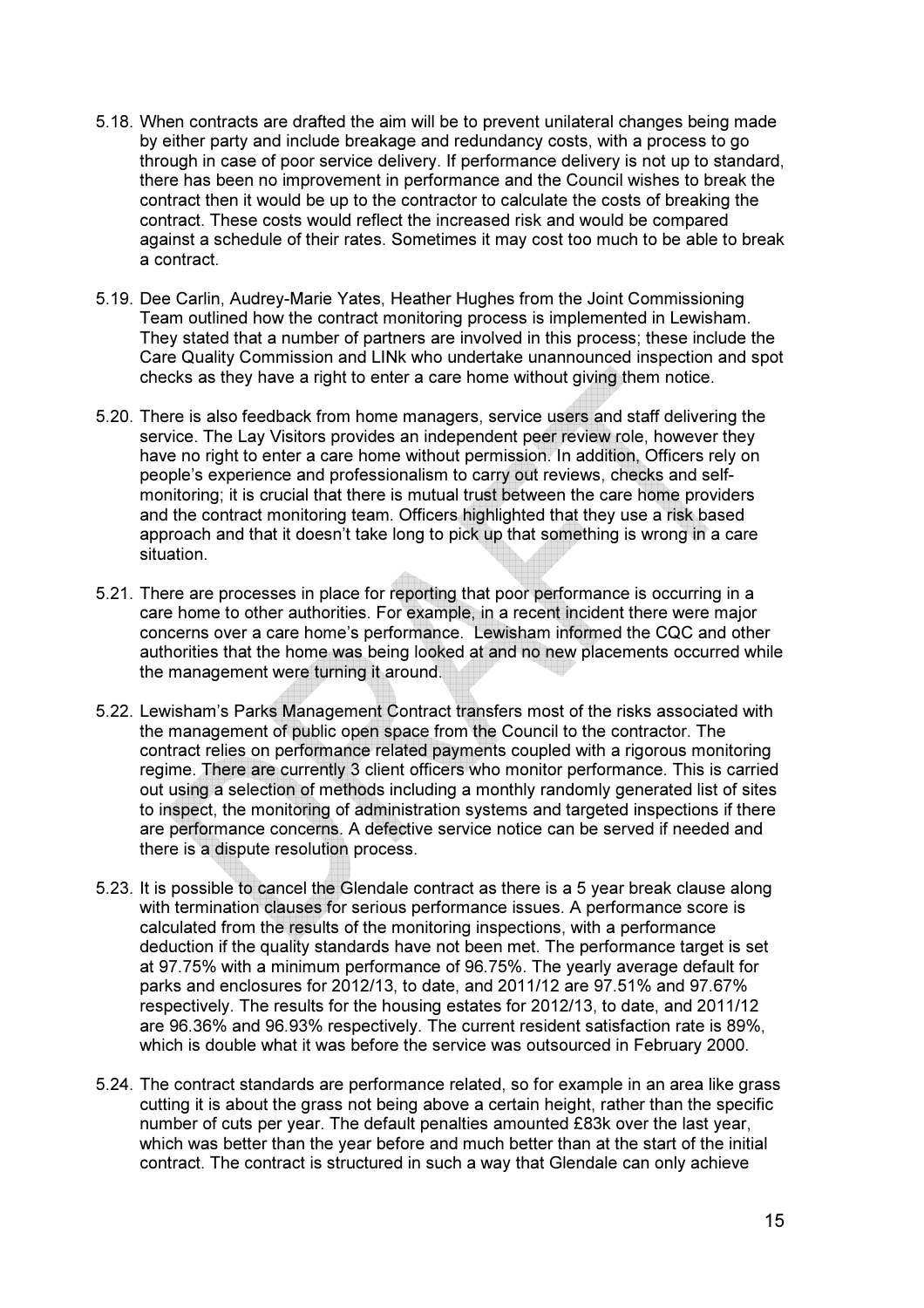5.18. When contracts are drafted the aim will be to prevent unilateral changes being made by either party and include breakage and redundancy costs, with a process to go through in case of poor service delivery. If performance delivery is not up to standard, there has been no improvement in performance and the Council wishes to break the contract then it would be up to the contractor to calculate the costs of breaking the contract. These costs would reflect the increased risk and would be compared against a schedule of their rates. Sometimes it may cost too much to be able to break a contract.

5.19. Dee Carlin, Audrey-Marie Yates, Heather Hughes from the Joint Commissioning Team outlined how the contract monitoring process is implemented in Lewisham. They stated that a number of partners are involved in this process; these include the Care Quality Commission and LINk who undertake unannounced inspection and spot checks as they have a right to enter a care home without giving them notice.

5.20. There is also feedback from home managers, service users and staff delivering the service. The Lay Visitors provides an independent peer review role, however they have no right to enter a care home without permission. In addition, Officers rely on people's experience and professionalism to carry out reviews, checks and self-monitoring; it is crucial that there is mutual trust between the care home providers and the contract monitoring team. Officers highlighted that they use a risk based approach and that it doesn't take long to pick up that something is wrong in a care situation.

5.21. There are processes in place for reporting that poor performance is occurring in a care home to other authorities. For example, in a recent incident there were major concerns over a care home's performance. Lewisham informed the CQC and other authorities that the home was being looked at and no new placements occurred while the management were turning it around.

5.22. Lewisham's Parks Management Contract transfers most of the risks associated with the management of public open space from the Council to the contractor. The contract relies on performance related payments coupled with a rigorous monitoring regime. There are currently 3 client officers who monitor performance. This is carried out using a selection of methods including a monthly randomly generated list of sites to inspect, the monitoring of administration systems and targeted inspections if there are performance concerns. A defective service notice can be served if needed and there is a dispute resolution process.

5.23. It is possible to cancel the Glendale contract as there is a 5 year break clause along with termination clauses for serious performance issues. A performance score is calculated from the results of the monitoring inspections, with a performance deduction if the quality standards have not been met. The performance target is set at 97.75% with a minimum performance of 96.75%. The yearly average default for parks and enclosures for 2012/13, to date, and 2011/12 are 97.51% and 97.67% respectively. The results for the housing estates for 2012/13, to date, and 2011/12 are 96.36% and 96.93% respectively. The current resident satisfaction rate is 89%, which is double what it was before the service was outsourced in February 2000.

5.24. The contract standards are performance related, so for example in an area like grass cutting it is about the grass not being above a certain height, rather than the specific number of cuts per year. The default penalties amounted £83k over the last year, which was better than the year before and much better than at the start of the initial contract. The contract is structured in such a way that Glendale can only achieve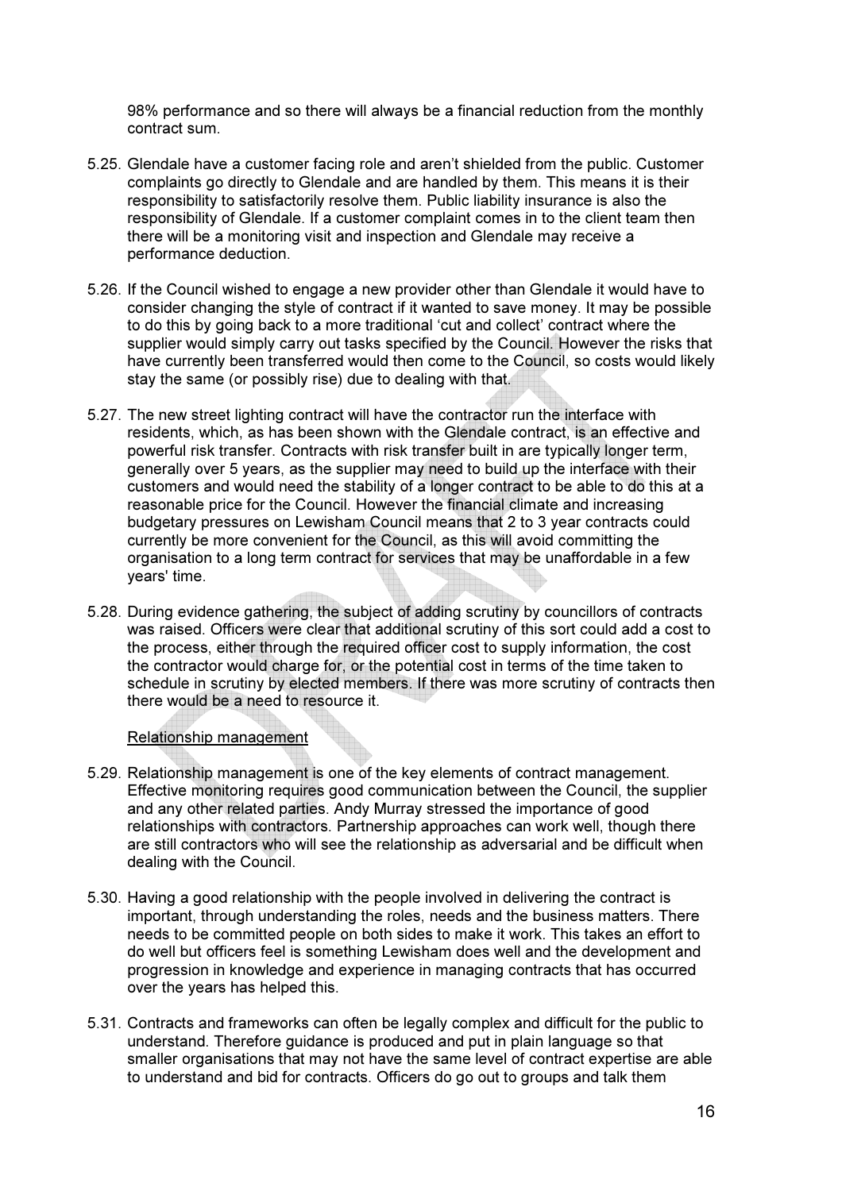98% performance and so there will always be a financial reduction from the monthly contract sum.

5.25. Glendale have a customer facing role and aren't shielded from the public. Customer complaints go directly to Glendale and are handled by them. This means it is their responsibility to satisfactorily resolve them. Public liability insurance is also the responsibility of Glendale. If a customer complaint comes in to the client team then there will be a monitoring visit and inspection and Glendale may receive a performance deduction.

5.26. If the Council wished to engage a new provider other than Glendale it would have to consider changing the style of contract if it wanted to save money. It may be possible to do this by going back to a more traditional 'cut and collect' contract where the supplier would simply carry out tasks specified by the Council. However the risks that have currently been transferred would then come to the Council, so costs would likely stay the same (or possibly rise) due to dealing with that.

5.27. The new street lighting contract will have the contractor run the interface with residents, which, as has been shown with the Glendale contract, is an effective and powerful risk transfer. Contracts with risk transfer built in are typically longer term, generally over 5 years, as the supplier may need to build up the interface with their customers and would need the stability of a longer contract to be able to do this at a reasonable price for the Council. However the financial climate and increasing budgetary pressures on Lewisham Council means that 2 to 3 year contracts could currently be more convenient for the Council, as this will avoid committing the organisation to a long term contract for services that may be unaffordable in a few years' time.

5.28. During evidence gathering, the subject of adding scrutiny by councillors of contracts was raised. Officers were clear that additional scrutiny of this sort could add a cost to the process, either through the required officer cost to supply information, the cost the contractor would charge for, or the potential cost in terms of the time taken to schedule in scrutiny by elected members. If there was more scrutiny of contracts then there would be a need to resource it.

Relationship management

5.29. Relationship management is one of the key elements of contract management. Effective monitoring requires good communication between the Council, the supplier and any other related parties. Andy Murray stressed the importance of good relationships with contractors. Partnership approaches can work well, though there are still contractors who will see the relationship as adversarial and be difficult when dealing with the Council.

5.30. Having a good relationship with the people involved in delivering the contract is important, through understanding the roles, needs and the business matters. There needs to be committed people on both sides to make it work. This takes an effort to do well but officers feel is something Lewisham does well and the development and progression in knowledge and experience in managing contracts that has occurred over the years has helped this.

5.31. Contracts and frameworks can often be legally complex and difficult for the public to understand. Therefore guidance is produced and put in plain language so that smaller organisations that may not have the same level of contract expertise are able to understand and bid for contracts. Officers do go out to groups and talk them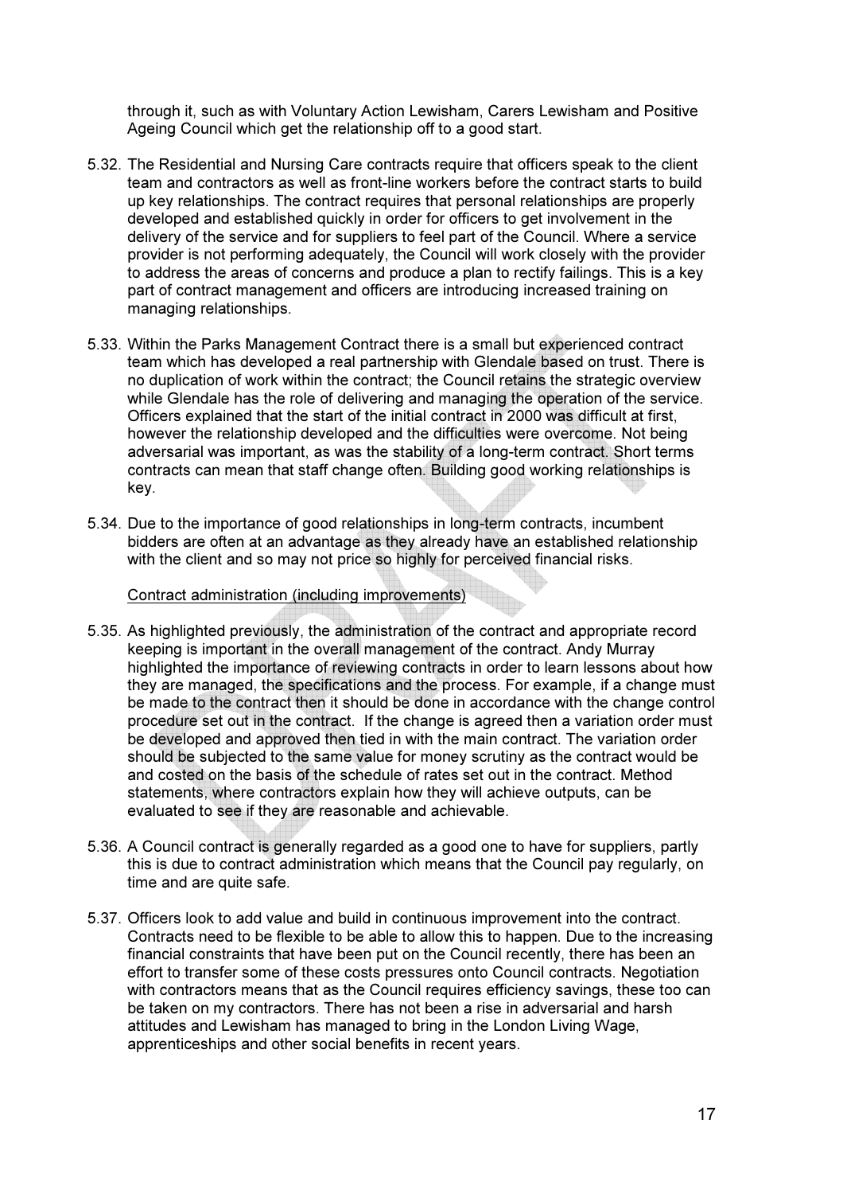through it, such as with Voluntary Action Lewisham, Carers Lewisham and Positive Ageing Council which get the relationship off to a good start.

5.32. The Residential and Nursing Care contracts require that officers speak to the client team and contractors as well as front-line workers before the contract starts to build up key relationships. The contract requires that personal relationships are properly developed and established quickly in order for officers to get involvement in the delivery of the service and for suppliers to feel part of the Council. Where a service provider is not performing adequately, the Council will work closely with the provider to address the areas of concerns and produce a plan to rectify failings. This is a key part of contract management and officers are introducing increased training on managing relationships.

5.33. Within the Parks Management Contract there is a small but experienced contract team which has developed a real partnership with Glendale based on trust. There is no duplication of work within the contract; the Council retains the strategic overview while Glendale has the role of delivering and managing the operation of the service. Officers explained that the start of the initial contract in 2000 was difficult at first, however the relationship developed and the difficulties were overcome. Not being adversarial was important, as was the stability of a long-term contract. Short terms contracts can mean that staff change often. Building good working relationships is key.

5.34. Due to the importance of good relationships in long-term contracts, incumbent bidders are often at an advantage as they already have an established relationship with the client and so may not price so highly for perceived financial risks.

Contract administration (including improvements)

5.35. As highlighted previously, the administration of the contract and appropriate record keeping is important in the overall management of the contract. Andy Murray highlighted the importance of reviewing contracts in order to learn lessons about how they are managed, the specifications and the process. For example, if a change must be made to the contract then it should be done in accordance with the change control procedure set out in the contract. If the change is agreed then a variation order must be developed and approved then tied in with the main contract. The variation order should be subjected to the same value for money scrutiny as the contract would be and costed on the basis of the schedule of rates set out in the contract. Method statements, where contractors explain how they will achieve outputs, can be evaluated to see if they are reasonable and achievable.

5.36. A Council contract is generally regarded as a good one to have for suppliers, partly this is due to contract administration which means that the Council pay regularly, on time and are quite safe.

5.37. Officers look to add value and build in continuous improvement into the contract. Contracts need to be flexible to be able to allow this to happen. Due to the increasing financial constraints that have been put on the Council recently, there has been an effort to transfer some of these costs pressures onto Council contracts. Negotiation with contractors means that as the Council requires efficiency savings, these too can be taken on my contractors. There has not been a rise in adversarial and harsh attitudes and Lewisham has managed to bring in the London Living Wage, apprenticeships and other social benefits in recent years.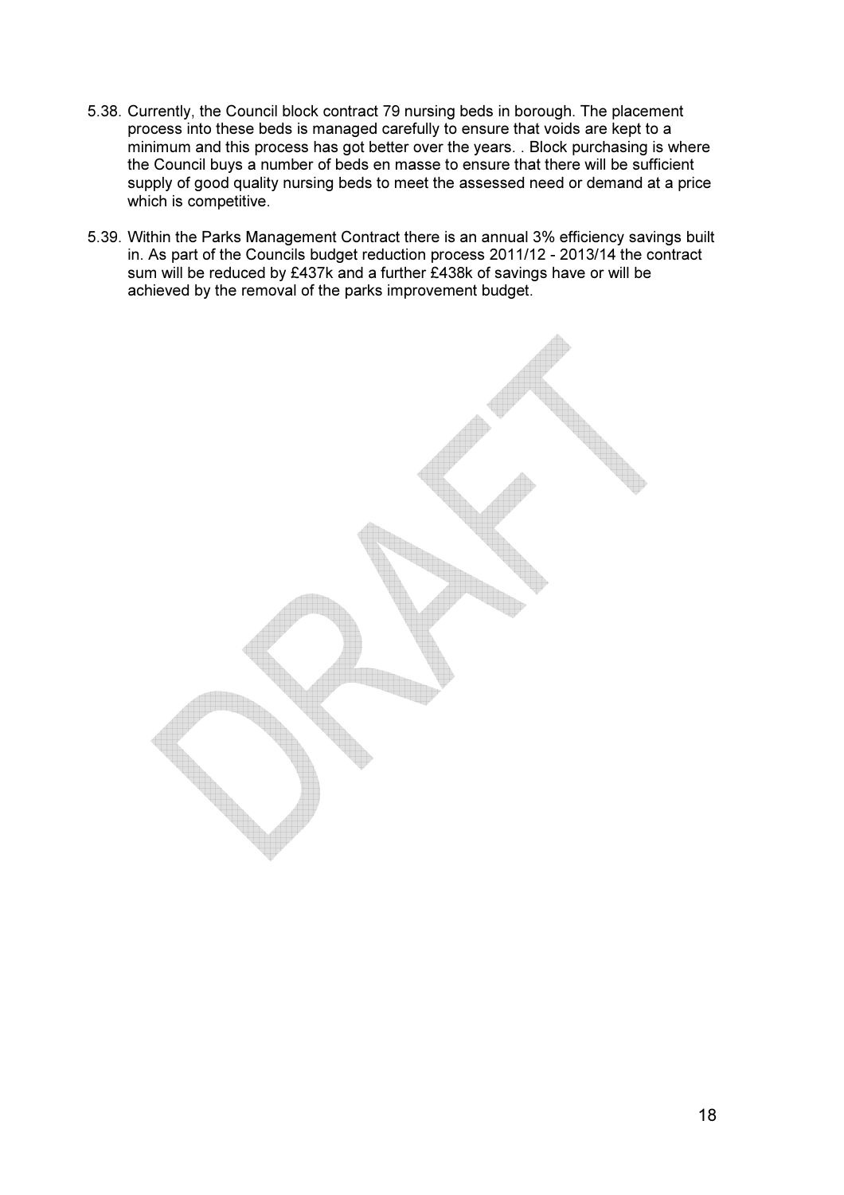5.38. Currently, the Council block contract 79 nursing beds in borough. The placement process into these beds is managed carefully to ensure that voids are kept to a minimum and this process has got better over the years. . Block purchasing is where the Council buys a number of beds en masse to ensure that there will be sufficient supply of good quality nursing beds to meet the assessed need or demand at a price which is competitive.

5.39. Within the Parks Management Contract there is an annual 3% efficiency savings built in. As part of the Councils budget reduction process 2011/12 - 2013/14 the contract sum will be reduced by £437k and a further £438k of savings have or will be achieved by the removal of the parks improvement budget.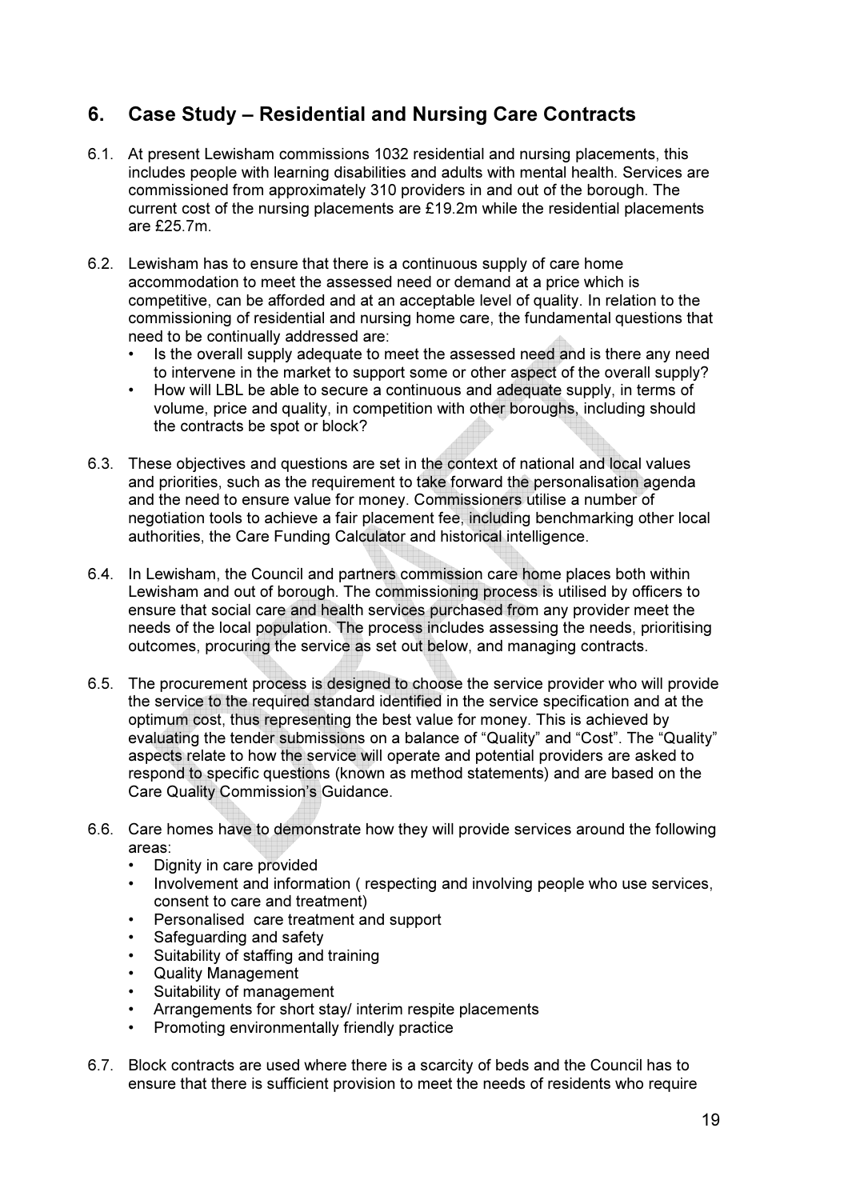## 6. Case Study – Residential and Nursing Care Contracts

6.1. At present Lewisham commissions 1032 residential and nursing placements, this includes people with learning disabilities and adults with mental health. Services are commissioned from approximately 310 providers in and out of the borough. The current cost of the nursing placements are £19.2m while the residential placements are £25.7m.

6.2. Lewisham has to ensure that there is a continuous supply of care home accommodation to meet the assessed need or demand at a price which is competitive, can be afforded and at an acceptable level of quality. In relation to the commissioning of residential and nursing home care, the fundamental questions that need to be continually addressed are:

- Is the overall supply adequate to meet the assessed need and is there any need to intervene in the market to support some or other aspect of the overall supply?
- How will LBL be able to secure a continuous and adequate supply, in terms of volume, price and quality, in competition with other boroughs, including should the contracts be spot or block?

6.3. These objectives and questions are set in the context of national and local values and priorities, such as the requirement to take forward the personalisation agenda and the need to ensure value for money. Commissioners utilise a number of negotiation tools to achieve a fair placement fee, including benchmarking other local authorities, the Care Funding Calculator and historical intelligence.

6.4. In Lewisham, the Council and partners commission care home places both within Lewisham and out of borough. The commissioning process is utilised by officers to ensure that social care and health services purchased from any provider meet the needs of the local population. The process includes assessing the needs, prioritising outcomes, procuring the service as set out below, and managing contracts.

6.5. The procurement process is designed to choose the service provider who will provide the service to the required standard identified in the service specification and at the optimum cost, thus representing the best value for money. This is achieved by evaluating the tender submissions on a balance of "Quality" and "Cost". The "Quality" aspects relate to how the service will operate and potential providers are asked to respond to specific questions (known as method statements) and are based on the Care Quality Commission's Guidance.

6.6. Care homes have to demonstrate how they will provide services around the following areas:

- Dignity in care provided
- Involvement and information ( respecting and involving people who use services, consent to care and treatment)
- Personalised care treatment and support
- Safeguarding and safety
- Suitability of staffing and training
- Quality Management
- Suitability of management
- Arrangements for short stay/ interim respite placements
- Promoting environmentally friendly practice

6.7. Block contracts are used where there is a scarcity of beds and the Council has to ensure that there is sufficient provision to meet the needs of residents who require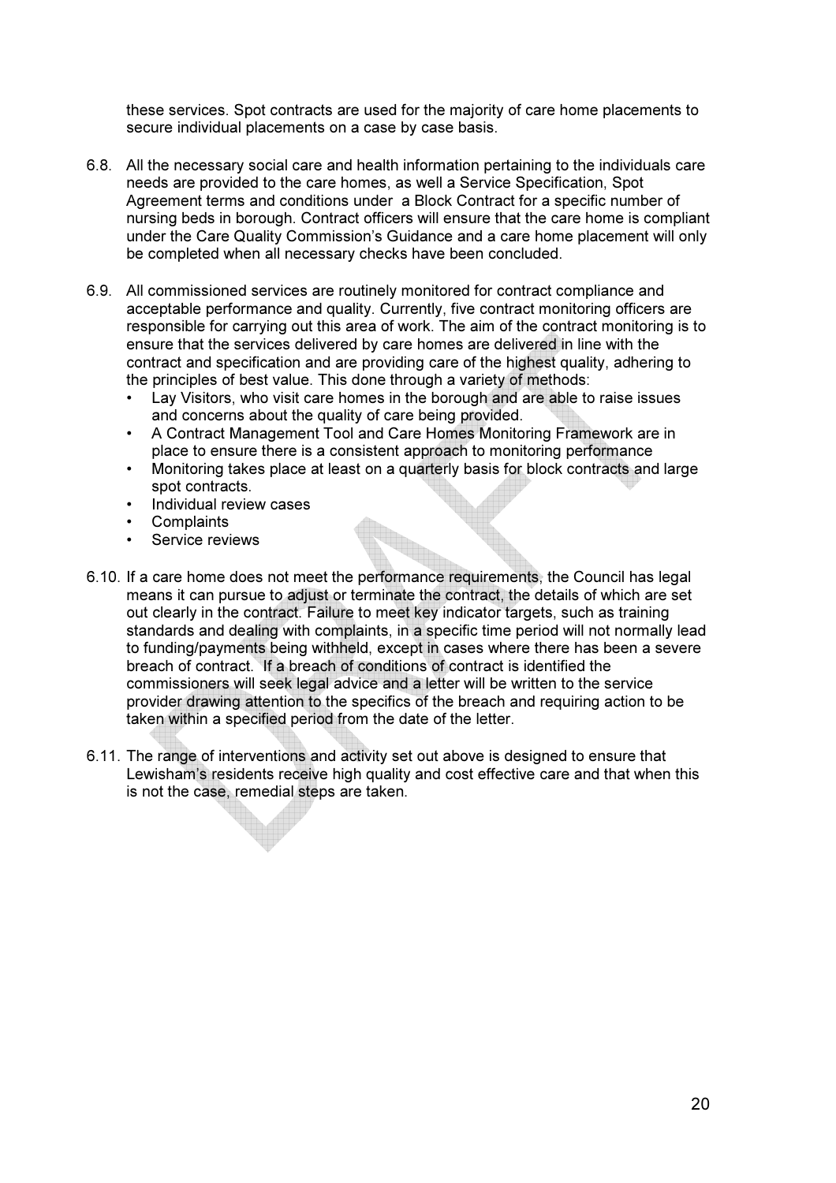these services. Spot contracts are used for the majority of care home placements to secure individual placements on a case by case basis.

6.8. All the necessary social care and health information pertaining to the individuals care needs are provided to the care homes, as well a Service Specification, Spot Agreement terms and conditions under a Block Contract for a specific number of nursing beds in borough. Contract officers will ensure that the care home is compliant under the Care Quality Commission's Guidance and a care home placement will only be completed when all necessary checks have been concluded.

6.9. All commissioned services are routinely monitored for contract compliance and acceptable performance and quality. Currently, five contract monitoring officers are responsible for carrying out this area of work. The aim of the contract monitoring is to ensure that the services delivered by care homes are delivered in line with the contract and specification and are providing care of the highest quality, adhering to the principles of best value. This done through a variety of methods:

- Lay Visitors, who visit care homes in the borough and are able to raise issues and concerns about the quality of care being provided.
- A Contract Management Tool and Care Homes Monitoring Framework are in place to ensure there is a consistent approach to monitoring performance
- Monitoring takes place at least on a quarterly basis for block contracts and large spot contracts.
- Individual review cases
- Complaints
- Service reviews

6.10. If a care home does not meet the performance requirements, the Council has legal means it can pursue to adjust or terminate the contract, the details of which are set out clearly in the contract. Failure to meet key indicator targets, such as training standards and dealing with complaints, in a specific time period will not normally lead to funding/payments being withheld, except in cases where there has been a severe breach of contract. If a breach of conditions of contract is identified the commissioners will seek legal advice and a letter will be written to the service provider drawing attention to the specifics of the breach and requiring action to be taken within a specified period from the date of the letter.

6.11. The range of interventions and activity set out above is designed to ensure that Lewisham's residents receive high quality and cost effective care and that when this is not the case, remedial steps are taken.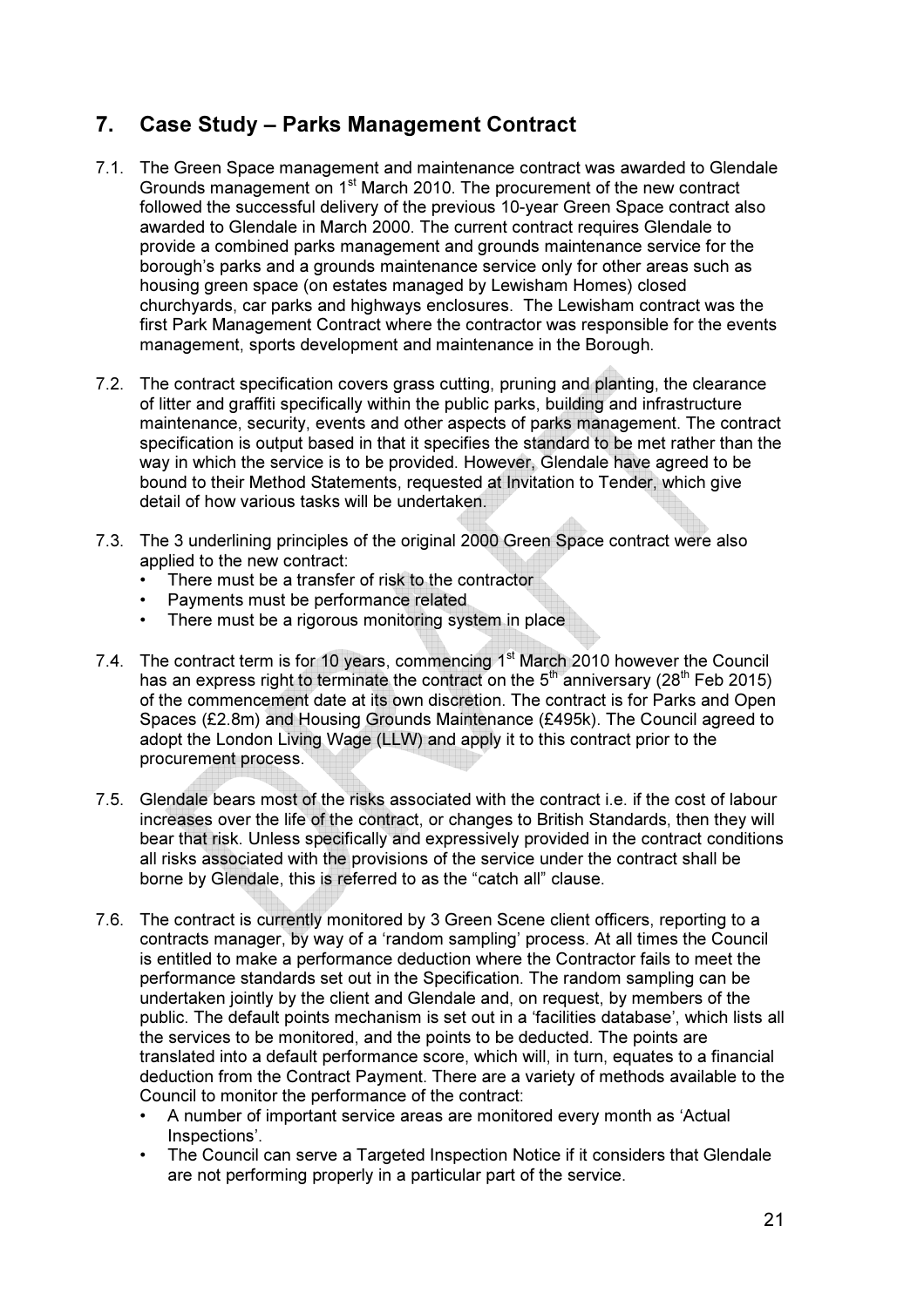## 7. Case Study – Parks Management Contract

7.1. The Green Space management and maintenance contract was awarded to Glendale Grounds management on 1st March 2010. The procurement of the new contract followed the successful delivery of the previous 10-year Green Space contract also awarded to Glendale in March 2000. The current contract requires Glendale to provide a combined parks management and grounds maintenance service for the borough's parks and a grounds maintenance service only for other areas such as housing green space (on estates managed by Lewisham Homes) closed churchyards, car parks and highways enclosures. The Lewisham contract was the first Park Management Contract where the contractor was responsible for the events management, sports development and maintenance in the Borough.

7.2. The contract specification covers grass cutting, pruning and planting, the clearance of litter and graffiti specifically within the public parks, building and infrastructure maintenance, security, events and other aspects of parks management. The contract specification is output based in that it specifies the standard to be met rather than the way in which the service is to be provided. However, Glendale have agreed to be bound to their Method Statements, requested at Invitation to Tender, which give detail of how various tasks will be undertaken.

7.3. The 3 underlining principles of the original 2000 Green Space contract were also applied to the new contract:

- There must be a transfer of risk to the contractor
- Payments must be performance related
- There must be a rigorous monitoring system in place

7.4. The contract term is for 10 years, commencing 1st March 2010 however the Council has an express right to terminate the contract on the 5th anniversary (28th Feb 2015) of the commencement date at its own discretion. The contract is for Parks and Open Spaces (£2.8m) and Housing Grounds Maintenance (£495k). The Council agreed to adopt the London Living Wage (LLW) and apply it to this contract prior to the procurement process.

7.5. Glendale bears most of the risks associated with the contract i.e. if the cost of labour increases over the life of the contract, or changes to British Standards, then they will bear that risk. Unless specifically and expressively provided in the contract conditions all risks associated with the provisions of the service under the contract shall be borne by Glendale, this is referred to as the "catch all" clause.

7.6. The contract is currently monitored by 3 Green Scene client officers, reporting to a contracts manager, by way of a 'random sampling' process. At all times the Council is entitled to make a performance deduction where the Contractor fails to meet the performance standards set out in the Specification. The random sampling can be undertaken jointly by the client and Glendale and, on request, by members of the public. The default points mechanism is set out in a 'facilities database', which lists all the services to be monitored, and the points to be deducted. The points are translated into a default performance score, which will, in turn, equates to a financial deduction from the Contract Payment. There are a variety of methods available to the Council to monitor the performance of the contract:

- A number of important service areas are monitored every month as 'Actual Inspections'.
- The Council can serve a Targeted Inspection Notice if it considers that Glendale are not performing properly in a particular part of the service.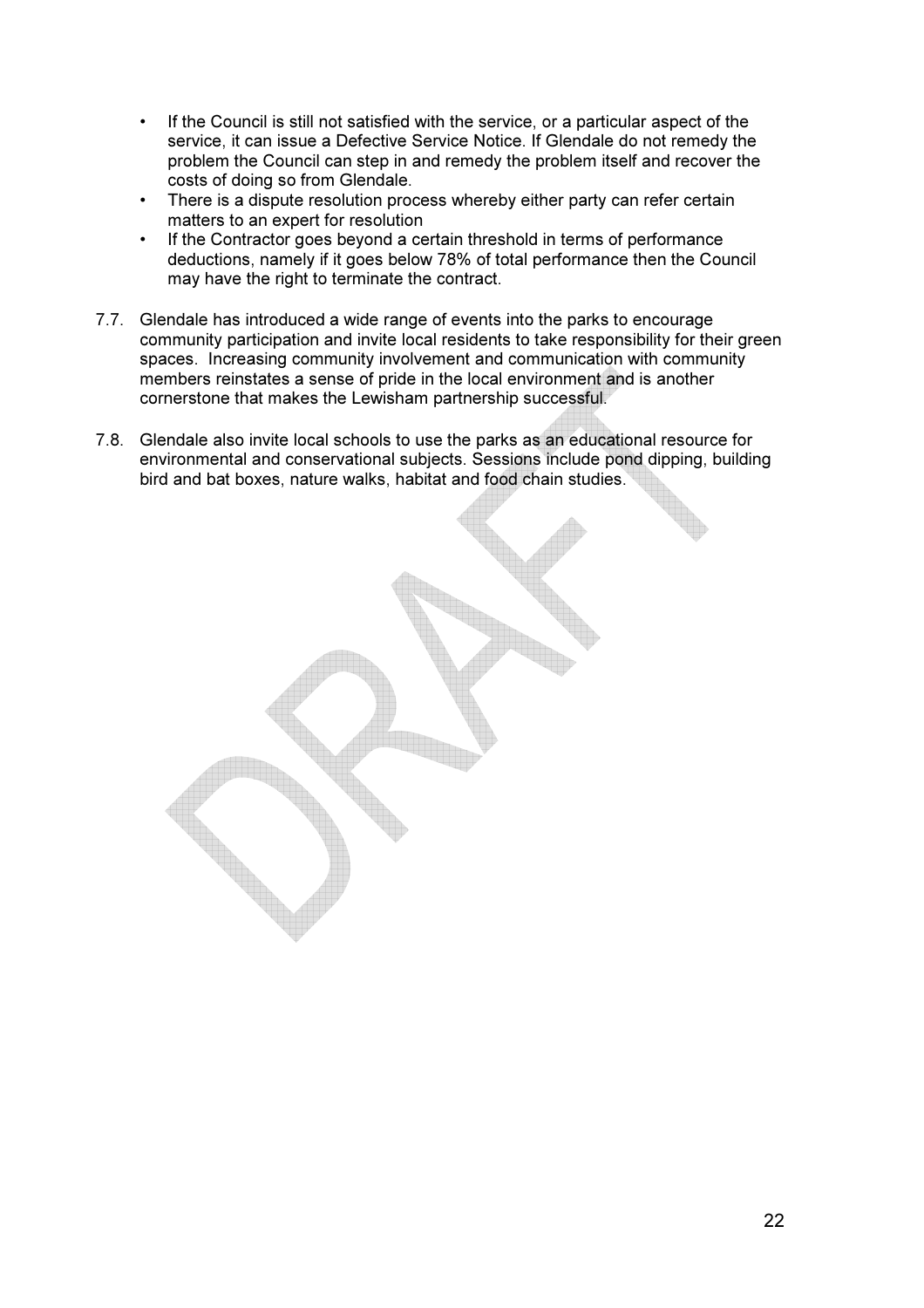- If the Council is still not satisfied with the service, or a particular aspect of the service, it can issue a Defective Service Notice. If Glendale do not remedy the problem the Council can step in and remedy the problem itself and recover the costs of doing so from Glendale.
- There is a dispute resolution process whereby either party can refer certain matters to an expert for resolution
- If the Contractor goes beyond a certain threshold in terms of performance deductions, namely if it goes below 78% of total performance then the Council may have the right to terminate the contract.

7.7. Glendale has introduced a wide range of events into the parks to encourage community participation and invite local residents to take responsibility for their green spaces. Increasing community involvement and communication with community members reinstates a sense of pride in the local environment and is another cornerstone that makes the Lewisham partnership successful.

7.8. Glendale also invite local schools to use the parks as an educational resource for environmental and conservational subjects. Sessions include pond dipping, building bird and bat boxes, nature walks, habitat and food chain studies.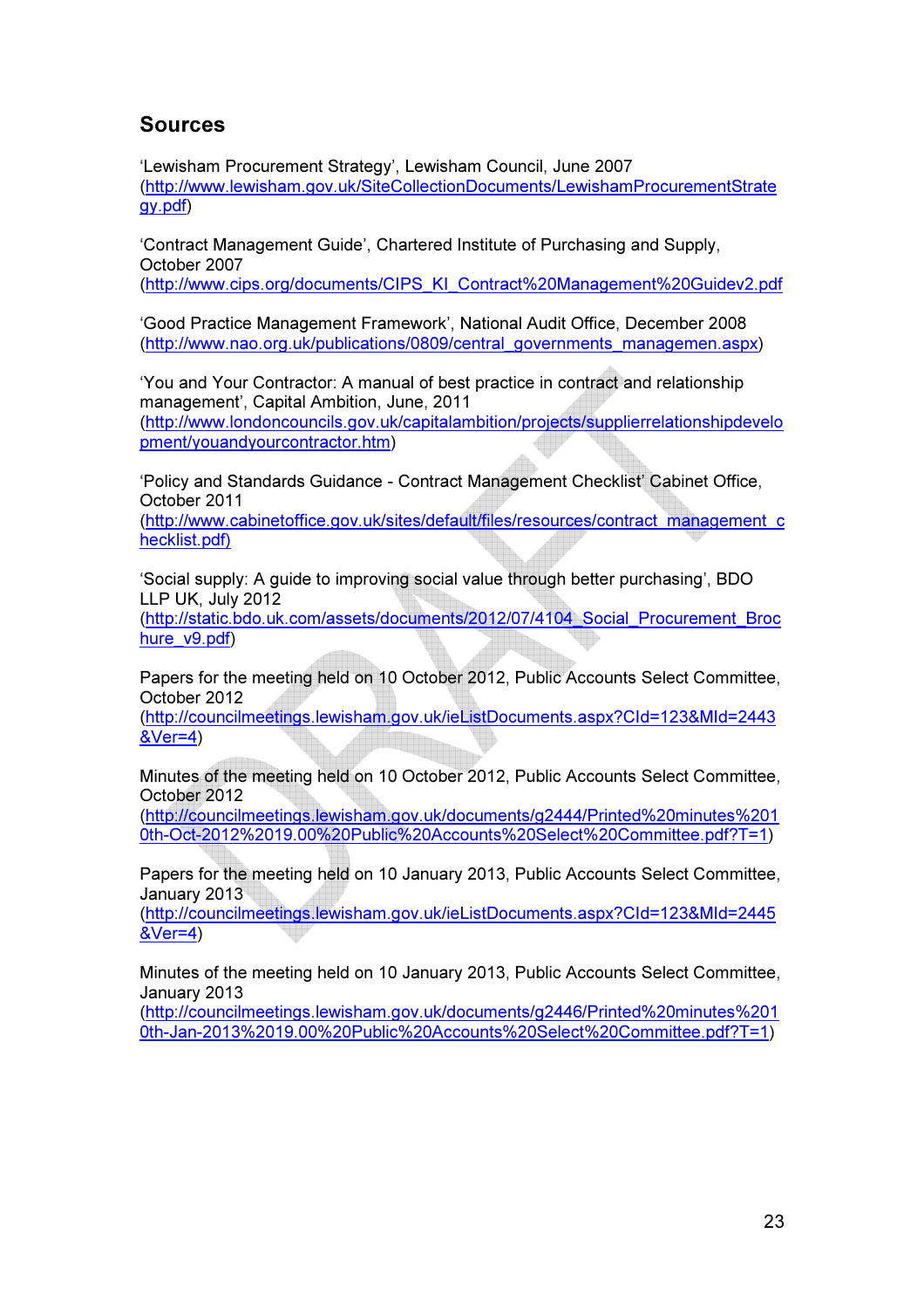## Sources

'Lewisham Procurement Strategy', Lewisham Council, June 2007 (http://www.lewisham.gov.uk/SiteCollectionDocuments/LewishamProcurementStrategy.pdf)

'Contract Management Guide', Chartered Institute of Purchasing and Supply, October 2007 (http://www.cips.org/documents/CIPS_KI_Contract%20Management%20Guidev2.pdf

'Good Practice Management Framework', National Audit Office, December 2008 (http://www.nao.org.uk/publications/0809/central_governments_managemen.aspx)

'You and Your Contractor: A manual of best practice in contract and relationship management', Capital Ambition, June, 2011 (http://www.londoncouncils.gov.uk/capitalambition/projects/supplierrelationshipdevelopment/youandyourcontractor.htm)

'Policy and Standards Guidance - Contract Management Checklist' Cabinet Office, October 2011 (http://www.cabinetoffice.gov.uk/sites/default/files/resources/contract_management_checklist.pdf)

'Social supply: A guide to improving social value through better purchasing', BDO LLP UK, July 2012 (http://static.bdo.uk.com/assets/documents/2012/07/4104_Social_Procurement_Brochure_v9.pdf)

Papers for the meeting held on 10 October 2012, Public Accounts Select Committee, October 2012 (http://councilmeetings.lewisham.gov.uk/ieListDocuments.aspx?CId=123&MId=2443&Ver=4)

Minutes of the meeting held on 10 October 2012, Public Accounts Select Committee, October 2012 (http://councilmeetings.lewisham.gov.uk/documents/g2444/Printed%20minutes%2010th-Oct-2012%2019.00%20Public%20Accounts%20Select%20Committee.pdf?T=1)

Papers for the meeting held on 10 January 2013, Public Accounts Select Committee, January 2013 (http://councilmeetings.lewisham.gov.uk/ieListDocuments.aspx?CId=123&MId=2445&Ver=4)

Minutes of the meeting held on 10 January 2013, Public Accounts Select Committee, January 2013 (http://councilmeetings.lewisham.gov.uk/documents/g2446/Printed%20minutes%2010th-Jan-2013%2019.00%20Public%20Accounts%20Select%20Committee.pdf?T=1)